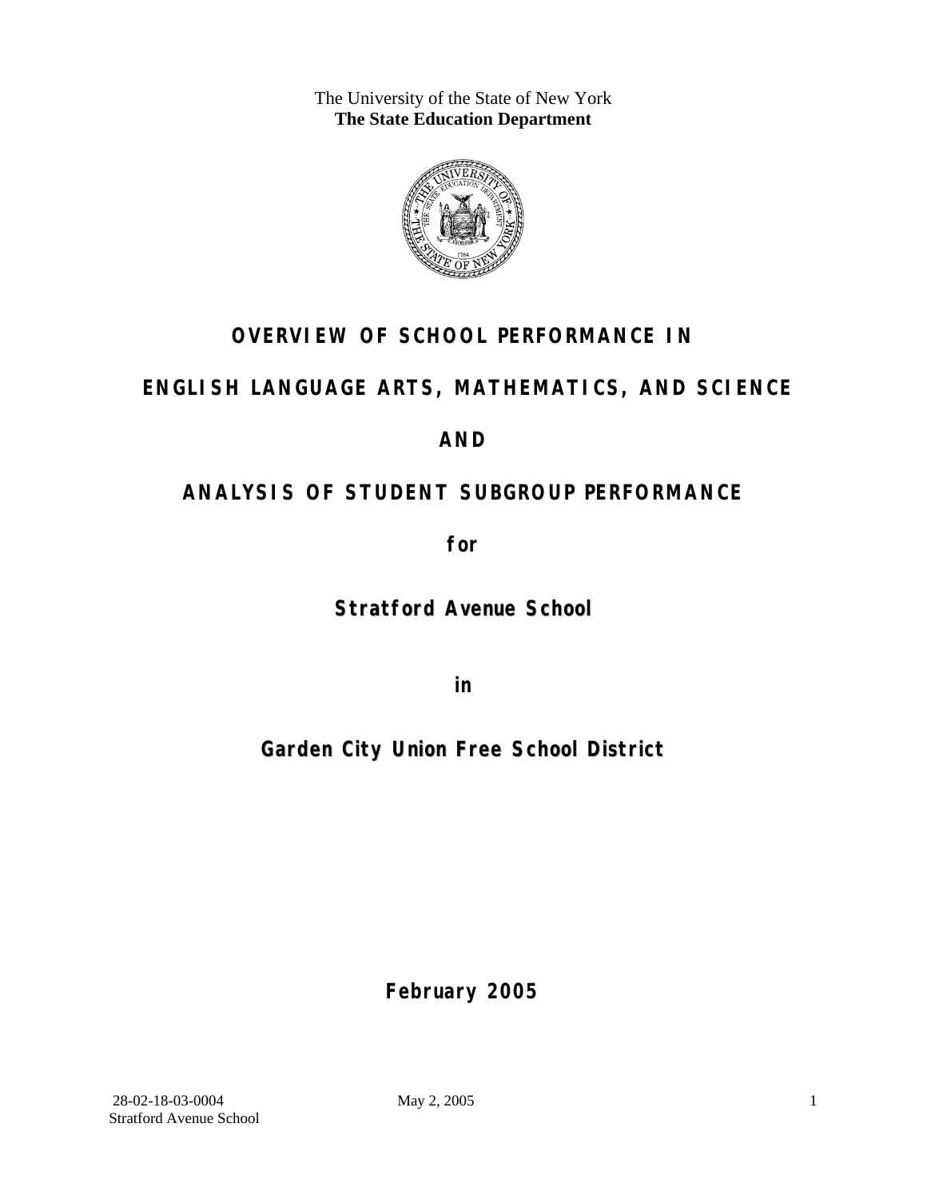The University of the State of New York
**The State Education Department**

# OVERVIEW OF SCHOOL PERFORMANCE IN

# ENGLISH LANGUAGE ARTS, MATHEMATICS, AND SCIENCE

# AND

# ANALYSIS OF STUDENT SUBGROUP PERFORMANCE

**for**

## Stratford Avenue School

**in**

## Garden City Union Free School District

**February 2005**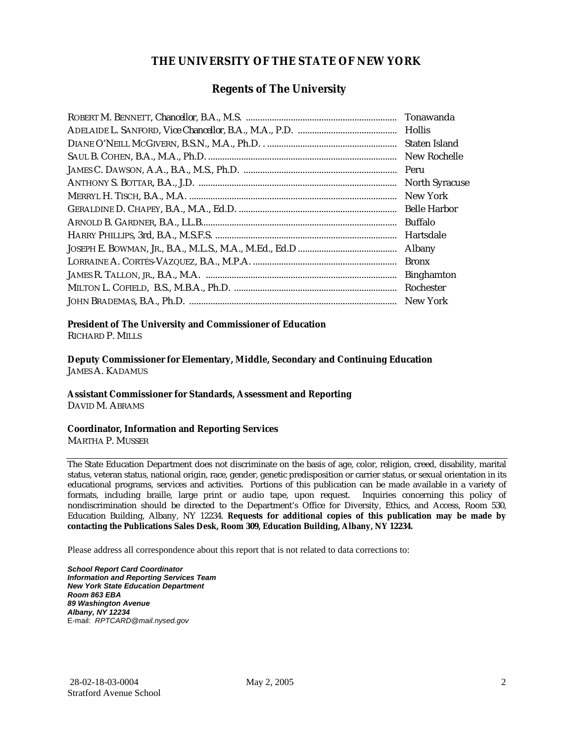# THE UNIVERSITY OF THE STATE OF NEW YORK

## Regents of The University

| | |
|---|---|
| ROBERT M. BENNETT, *Chancellor*, B.A., M.S. | Tonawanda |
| ADELAIDE L. SANFORD, *Vice Chancellor*, B.A., M.A., P.D. | Hollis |
| DIANE O'NEILL MCGIVERN, B.S.N., M.A., Ph.D. | Staten Island |
| SAUL B. COHEN, B.A., M.A., Ph.D. | New Rochelle |
| JAMES C. DAWSON, A.A., B.A., M.S., Ph.D. | Peru |
| ANTHONY S. BOTTAR, B.A., J.D. | North Syracuse |
| MERRYL H. TISCH, B.A., M.A. | New York |
| GERALDINE D. CHAPEY, B.A., M.A., Ed.D. | Belle Harbor |
| ARNOLD B. GARDNER, B.A., LL.B. | Buffalo |
| HARRY PHILLIPS, 3rd, B.A., M.S.F.S. | Hartsdale |
| JOSEPH E. BOWMAN, JR., B.A., M.L.S., M.A., M.Ed., Ed.D | Albany |
| LORRAINE A. CORTÉS-VÁZQUEZ, B.A., M.P.A. | Bronx |
| JAMES R. TALLON, JR., B.A., M.A. | Binghamton |
| MILTON L. COFIELD, B.S., M.B.A., Ph.D. | Rochester |
| JOHN BRADEMAS, B.A., Ph.D. | New York |

**President of The University and Commissioner of Education**
RICHARD P. MILLS

**Deputy Commissioner for Elementary, Middle, Secondary and Continuing Education**
JAMES A. KADAMUS

**Assistant Commissioner for Standards, Assessment and Reporting**
DAVID M. ABRAMS

**Coordinator, Information and Reporting Services**
MARTHA P. MUSSER

---

The State Education Department does not discriminate on the basis of age, color, religion, creed, disability, marital status, veteran status, national origin, race, gender, genetic predisposition or carrier status, or sexual orientation in its educational programs, services and activities. Portions of this publication can be made available in a variety of formats, including braille, large print or audio tape, upon request. Inquiries concerning this policy of nondiscrimination should be directed to the Department's Office for Diversity, Ethics, and Access, Room 530, Education Building, Albany, NY 12234. **Requests for additional copies of this publication may be made by contacting the Publications Sales Desk, Room 309, Education Building, Albany, NY 12234.**

Please address all correspondence about this report that is not related to data corrections to:

***School Report Card Coordinator***
***Information and Reporting Services Team***
***New York State Education Department***
***Room 863 EBA***
***89 Washington Avenue***
***Albany, NY 12234***
E-mail: *RPTCARD@mail.nysed.gov*

28-02-18-03-0004 May 2, 2005
Stratford Avenue School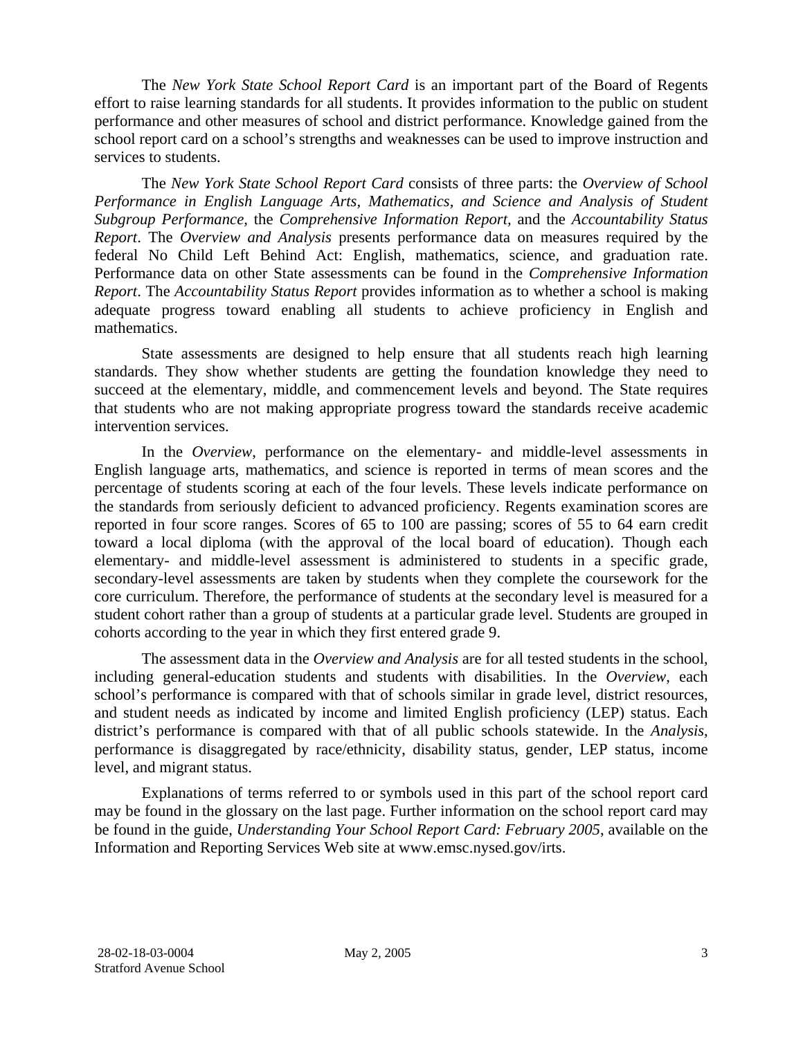The *New York State School Report Card* is an important part of the Board of Regents effort to raise learning standards for all students. It provides information to the public on student performance and other measures of school and district performance. Knowledge gained from the school report card on a school's strengths and weaknesses can be used to improve instruction and services to students.

The *New York State School Report Card* consists of three parts: the *Overview of School Performance in English Language Arts, Mathematics, and Science and Analysis of Student Subgroup Performance*, the *Comprehensive Information Report*, and the *Accountability Status Report*. The *Overview and Analysis* presents performance data on measures required by the federal No Child Left Behind Act: English, mathematics, science, and graduation rate. Performance data on other State assessments can be found in the *Comprehensive Information Report*. The *Accountability Status Report* provides information as to whether a school is making adequate progress toward enabling all students to achieve proficiency in English and mathematics.

State assessments are designed to help ensure that all students reach high learning standards. They show whether students are getting the foundation knowledge they need to succeed at the elementary, middle, and commencement levels and beyond. The State requires that students who are not making appropriate progress toward the standards receive academic intervention services.

In the *Overview*, performance on the elementary- and middle-level assessments in English language arts, mathematics, and science is reported in terms of mean scores and the percentage of students scoring at each of the four levels. These levels indicate performance on the standards from seriously deficient to advanced proficiency. Regents examination scores are reported in four score ranges. Scores of 65 to 100 are passing; scores of 55 to 64 earn credit toward a local diploma (with the approval of the local board of education). Though each elementary- and middle-level assessment is administered to students in a specific grade, secondary-level assessments are taken by students when they complete the coursework for the core curriculum. Therefore, the performance of students at the secondary level is measured for a student cohort rather than a group of students at a particular grade level. Students are grouped in cohorts according to the year in which they first entered grade 9.

The assessment data in the *Overview and Analysis* are for all tested students in the school, including general-education students and students with disabilities. In the *Overview*, each school's performance is compared with that of schools similar in grade level, district resources, and student needs as indicated by income and limited English proficiency (LEP) status. Each district's performance is compared with that of all public schools statewide. In the *Analysis*, performance is disaggregated by race/ethnicity, disability status, gender, LEP status, income level, and migrant status.

Explanations of terms referred to or symbols used in this part of the school report card may be found in the glossary on the last page. Further information on the school report card may be found in the guide, *Understanding Your School Report Card: February 2005*, available on the Information and Reporting Services Web site at www.emsc.nysed.gov/irts.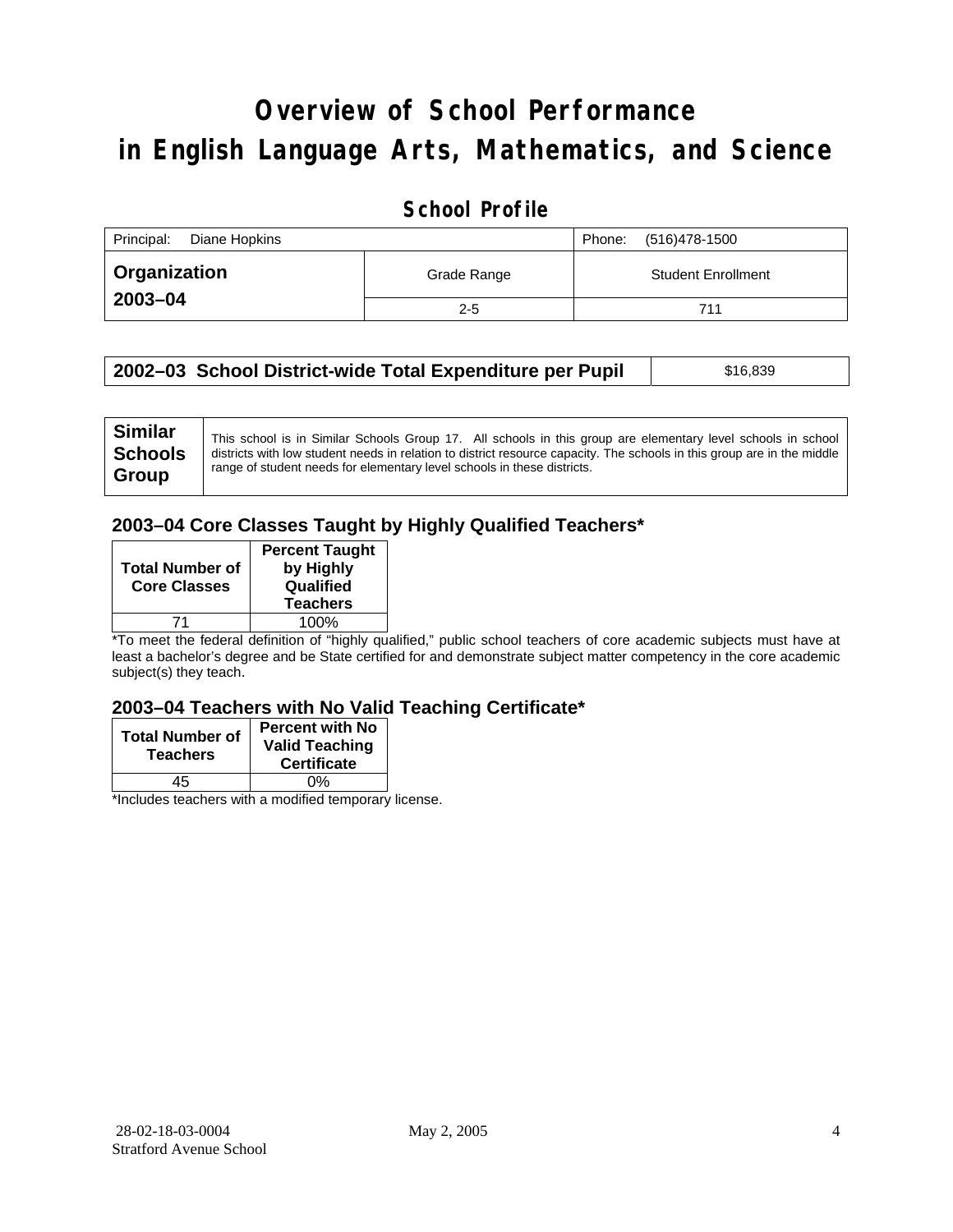# Overview of School Performance in English Language Arts, Mathematics, and Science

## School Profile

| Principal: Diane Hopkins | | Phone: (516)478-1500 |
|---|---|---|
| **Organization 2003–04** | Grade Range | Student Enrollment |
| | 2-5 | 711 |

| **2002–03 School District-wide Total Expenditure per Pupil** | $16,839 |
|---|---|

| **Similar Schools Group** | This school is in Similar Schools Group 17. All schools in this group are elementary level schools in school districts with low student needs in relation to district resource capacity. The schools in this group are in the middle range of student needs for elementary level schools in these districts. |
|---|---|

### 2003–04 Core Classes Taught by Highly Qualified Teachers*

| Total Number of Core Classes | Percent Taught by Highly Qualified Teachers |
|---|---|
| 71 | 100% |

*To meet the federal definition of "highly qualified," public school teachers of core academic subjects must have at least a bachelor's degree and be State certified for and demonstrate subject matter competency in the core academic subject(s) they teach.

### 2003–04 Teachers with No Valid Teaching Certificate*

| Total Number of Teachers | Percent with No Valid Teaching Certificate |
|---|---|
| 45 | 0% |

*Includes teachers with a modified temporary license.

28-02-18-03-0004 May 2, 2005
Stratford Avenue School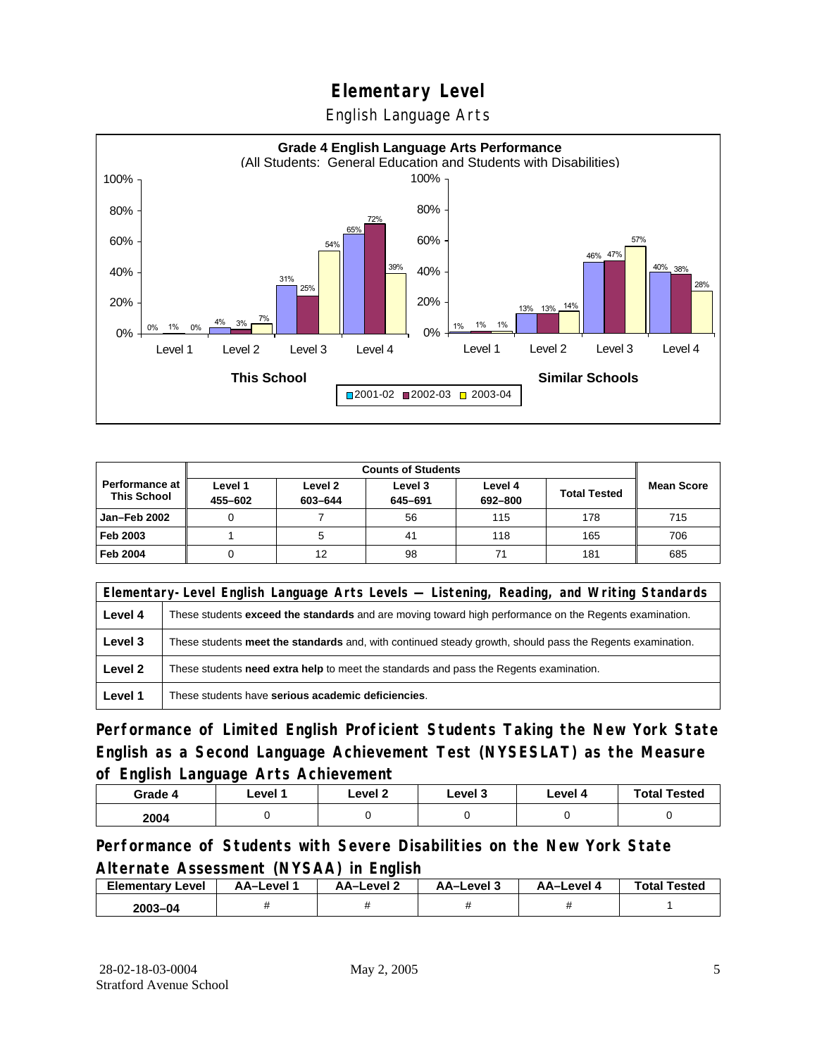# Elementary Level

English Language Arts

**Grade 4 English Language Arts Performance**
(All Students: General Education and Students with Disabilities)

| | This School 2001-02 | This School 2002-03 | This School 2003-04 | Similar Schools 2001-02 | Similar Schools 2002-03 | Similar Schools 2003-04 |
|---|---|---|---|---|---|---|
| Level 1 | 0% | 1% | 0% | 1% | 1% | 1% |
| Level 2 | 4% | 3% | 7% | 13% | 13% | 14% |
| Level 3 | 31% | 25% | 54% | 46% | 47% | 57% |
| Level 4 | 65% | 72% | 39% | 40% | 38% | 28% |

| Performance at This School | Counts of Students | | | | | Mean Score |
|---|---|---|---|---|---|---|
| | Level 1 455–602 | Level 2 603–644 | Level 3 645–691 | Level 4 692–800 | Total Tested | |
| Jan–Feb 2002 | 0 | 7 | 56 | 115 | 178 | 715 |
| Feb 2003 | 1 | 5 | 41 | 118 | 165 | 706 |
| Feb 2004 | 0 | 12 | 98 | 71 | 181 | 685 |

| Elementary-Level English Language Arts Levels — Listening, Reading, and Writing Standards | |
|---|---|
| Level 4 | These students **exceed the standards** and are moving toward high performance on the Regents examination. |
| Level 3 | These students **meet the standards** and, with continued steady growth, should pass the Regents examination. |
| Level 2 | These students **need extra help** to meet the standards and pass the Regents examination. |
| Level 1 | These students have **serious academic deficiencies**. |

## Performance of Limited English Proficient Students Taking the New York State English as a Second Language Achievement Test (NYSESLAT) as the Measure of English Language Arts Achievement

| Grade 4 | Level 1 | Level 2 | Level 3 | Level 4 | Total Tested |
|---|---|---|---|---|---|
| 2004 | 0 | 0 | 0 | 0 | 0 |

## Performance of Students with Severe Disabilities on the New York State Alternate Assessment (NYSAA) in English

| Elementary Level | AA–Level 1 | AA–Level 2 | AA–Level 3 | AA–Level 4 | Total Tested |
|---|---|---|---|---|---|
| 2003–04 | # | # | # | # | 1 |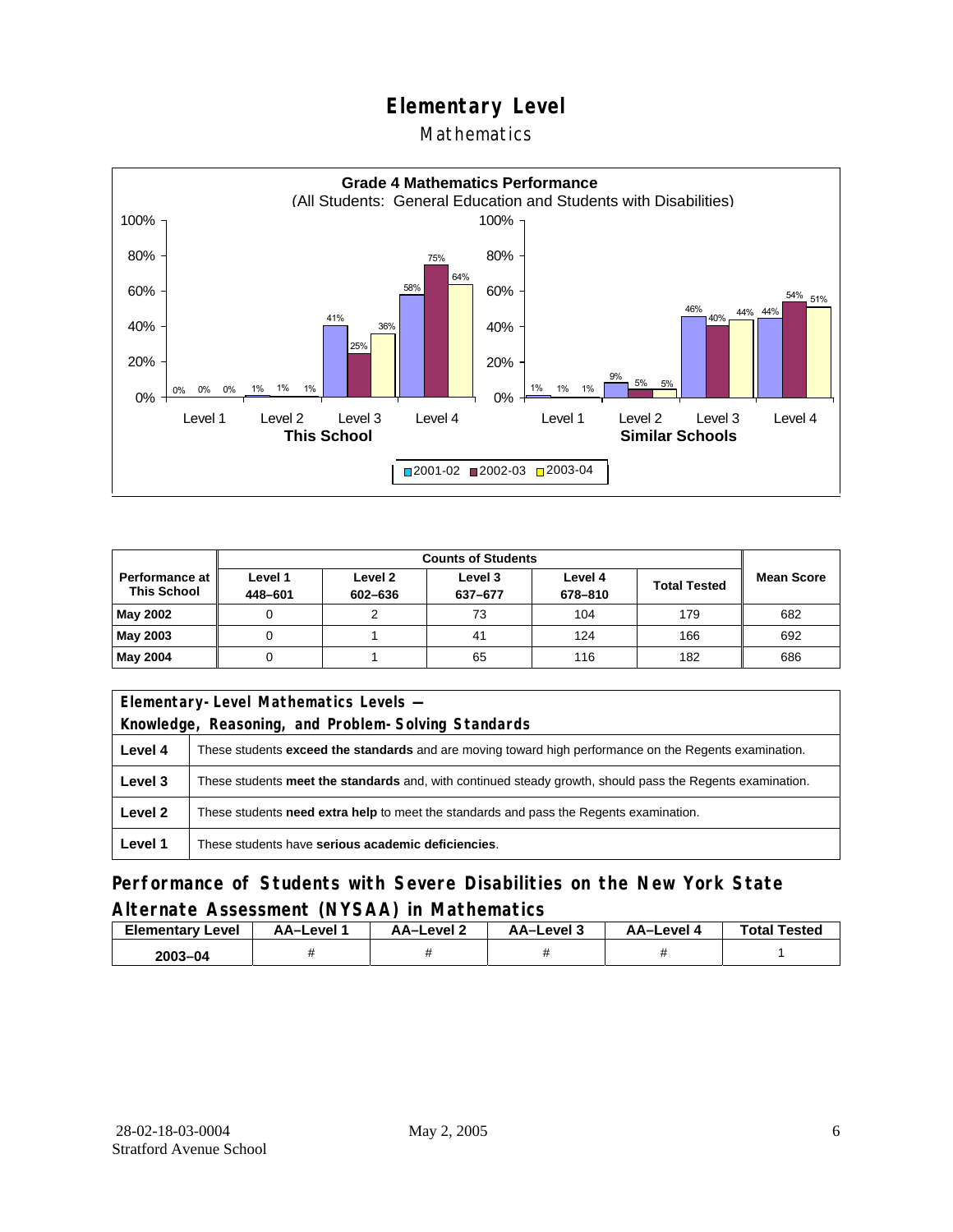# Elementary Level

## Mathematics

**Grade 4 Mathematics Performance**
(All Students: General Education and Students with Disabilities)

| | Level 1 | Level 2 | Level 3 | Level 4 |
|---|---|---|---|---|
| **This School** 2001-02 | 0% | 1% | 41% | 58% |
| **This School** 2002-03 | 0% | 1% | 25% | 75% |
| **This School** 2003-04 | 0% | 1% | 36% | 64% |
| **Similar Schools** 2001-02 | 1% | 9% | 46% | 44% |
| **Similar Schools** 2002-03 | 1% | 5% | 40% | 54% |
| **Similar Schools** 2003-04 | 1% | 5% | 44% | 51% |

| Performance at This School | Counts of Students | | | | | Mean Score |
|---|---|---|---|---|---|---|
| | Level 1 448–601 | Level 2 602–636 | Level 3 637–677 | Level 4 678–810 | Total Tested | |
| **May 2002** | 0 | 2 | 73 | 104 | 179 | 682 |
| **May 2003** | 0 | 1 | 41 | 124 | 166 | 692 |
| **May 2004** | 0 | 1 | 65 | 116 | 182 | 686 |

| Elementary-Level Mathematics Levels — Knowledge, Reasoning, and Problem-Solving Standards | |
|---|---|
| **Level 4** | These students **exceed the standards** and are moving toward high performance on the Regents examination. |
| **Level 3** | These students **meet the standards** and, with continued steady growth, should pass the Regents examination. |
| **Level 2** | These students **need extra help** to meet the standards and pass the Regents examination. |
| **Level 1** | These students have **serious academic deficiencies**. |

## Performance of Students with Severe Disabilities on the New York State Alternate Assessment (NYSAA) in Mathematics

| Elementary Level | AA–Level 1 | AA–Level 2 | AA–Level 3 | AA–Level 4 | Total Tested |
|---|---|---|---|---|---|
| **2003–04** | # | # | # | # | 1 |

28-02-18-03-0004
Stratford Avenue School

May 2, 2005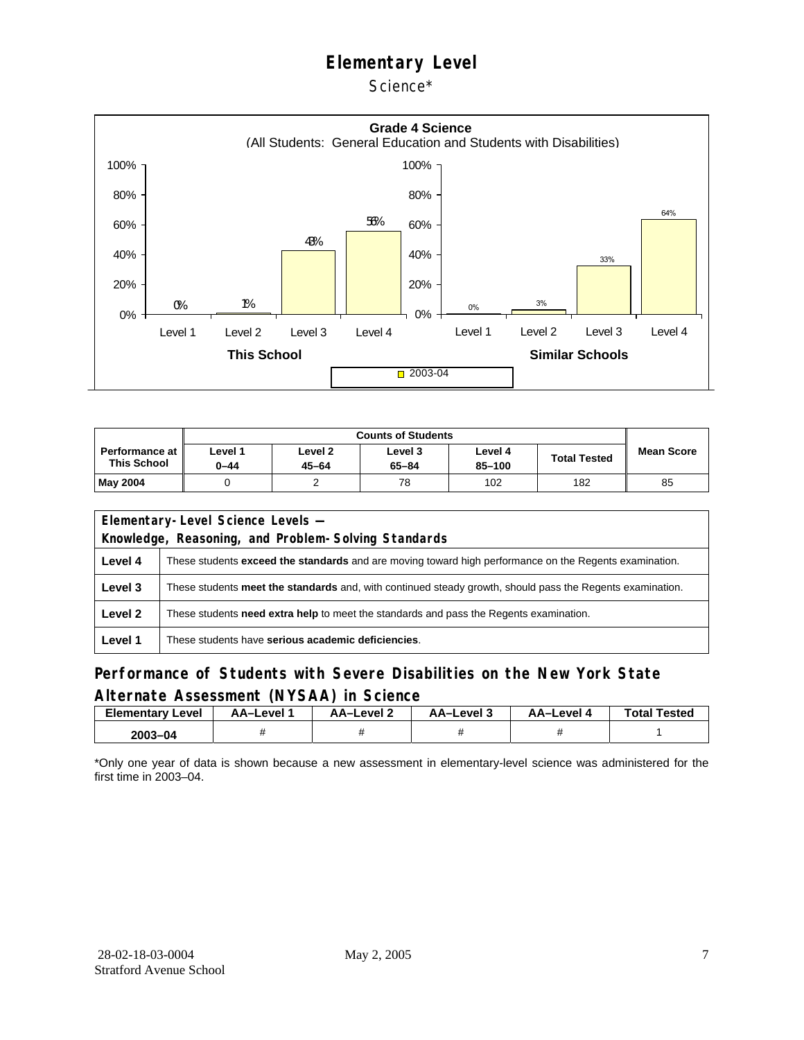# Elementary Level

Science*

**Grade 4 Science**
(All Students: General Education and Students with Disabilities)

| | Level 1 | Level 2 | Level 3 | Level 4 |
|---|---|---|---|---|
| This School (2003-04) | 0% | 1% | 43% | 56% |
| Similar Schools (2003-04) | 0% | 3% | 33% | 64% |

| Performance at This School | Counts of Students | | | | | Mean Score |
|---|---|---|---|---|---|---|
| | Level 1 0–44 | Level 2 45–64 | Level 3 65–84 | Level 4 85–100 | Total Tested | |
| **May 2004** | 0 | 2 | 78 | 102 | 182 | 85 |

| Elementary-Level Science Levels — Knowledge, Reasoning, and Problem-Solving Standards | |
|---|---|
| **Level 4** | These students **exceed the standards** and are moving toward high performance on the Regents examination. |
| **Level 3** | These students **meet the standards** and, with continued steady growth, should pass the Regents examination. |
| **Level 2** | These students **need extra help** to meet the standards and pass the Regents examination. |
| **Level 1** | These students have **serious academic deficiencies**. |

## Performance of Students with Severe Disabilities on the New York State Alternate Assessment (NYSAA) in Science

| Elementary Level | AA–Level 1 | AA–Level 2 | AA–Level 3 | AA–Level 4 | Total Tested |
|---|---|---|---|---|---|
| 2003–04 | # | # | # | # | 1 |

*Only one year of data is shown because a new assessment in elementary-level science was administered for the first time in 2003–04.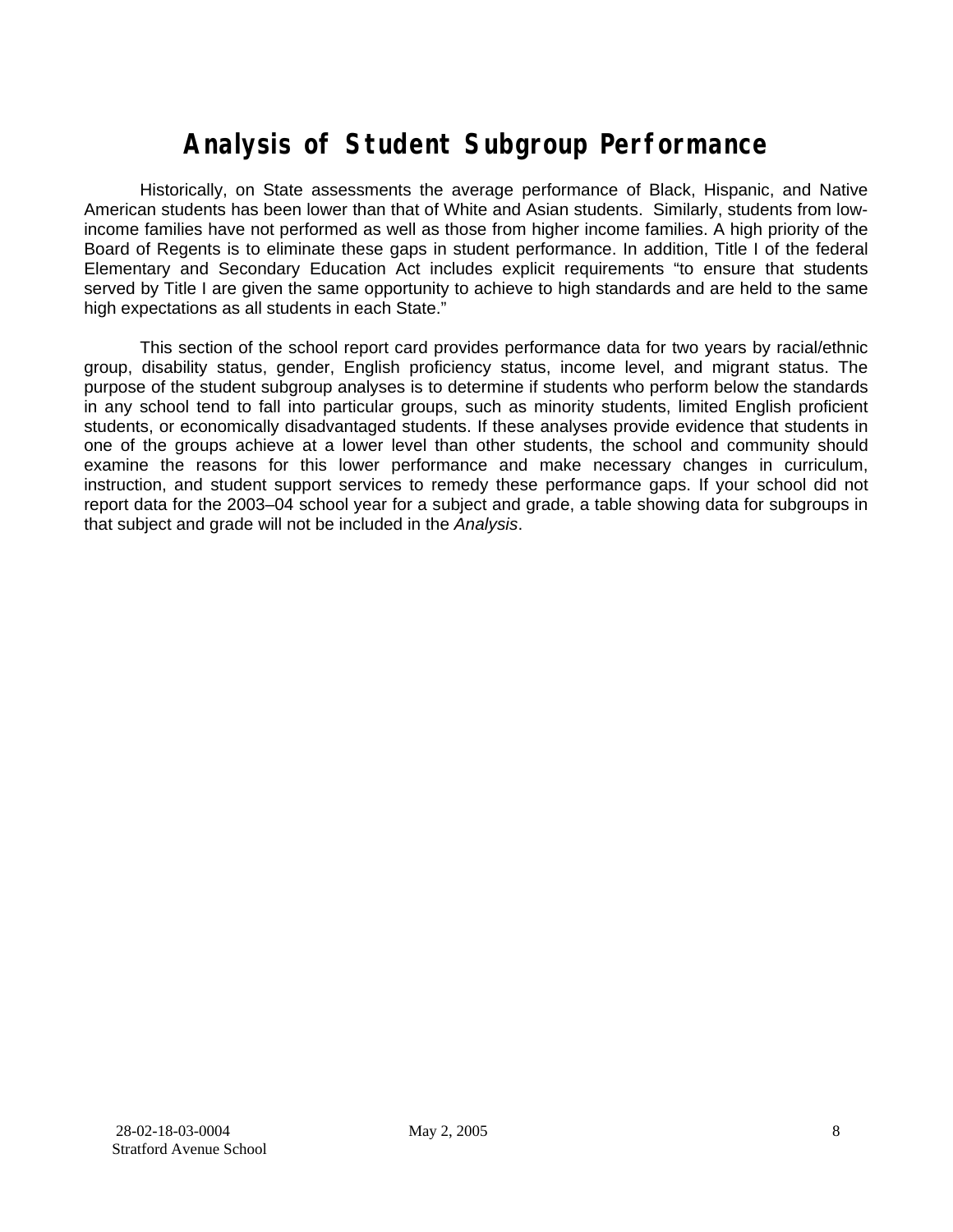# Analysis of Student Subgroup Performance

Historically, on State assessments the average performance of Black, Hispanic, and Native American students has been lower than that of White and Asian students. Similarly, students from low-income families have not performed as well as those from higher income families. A high priority of the Board of Regents is to eliminate these gaps in student performance. In addition, Title I of the federal Elementary and Secondary Education Act includes explicit requirements "to ensure that students served by Title I are given the same opportunity to achieve to high standards and are held to the same high expectations as all students in each State."

This section of the school report card provides performance data for two years by racial/ethnic group, disability status, gender, English proficiency status, income level, and migrant status. The purpose of the student subgroup analyses is to determine if students who perform below the standards in any school tend to fall into particular groups, such as minority students, limited English proficient students, or economically disadvantaged students. If these analyses provide evidence that students in one of the groups achieve at a lower level than other students, the school and community should examine the reasons for this lower performance and make necessary changes in curriculum, instruction, and student support services to remedy these performance gaps. If your school did not report data for the 2003–04 school year for a subject and grade, a table showing data for subgroups in that subject and grade will not be included in the *Analysis*.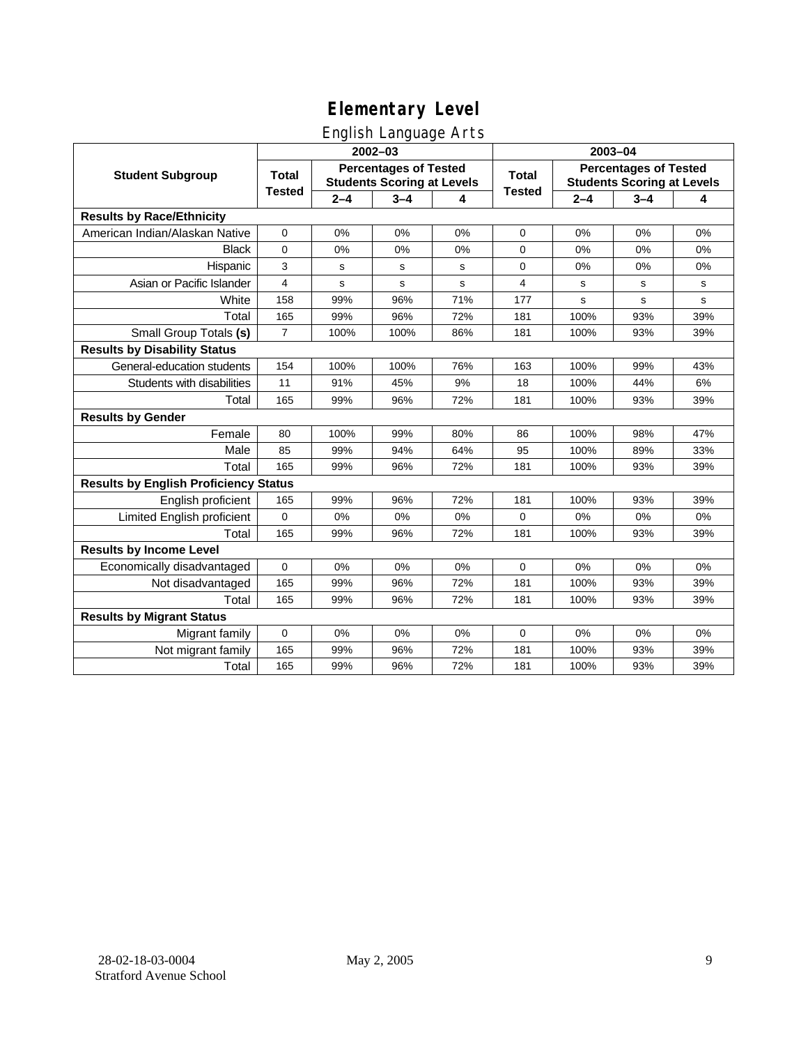# Elementary Level

## English Language Arts

| Student Subgroup | 2002–03 | | | | 2003–04 | | | |
|---|---|---|---|---|---|---|---|---|
| | Total Tested | Percentages of Tested Students Scoring at Levels | | | Total Tested | Percentages of Tested Students Scoring at Levels | | |
| | | 2–4 | 3–4 | 4 | | 2–4 | 3–4 | 4 |
| **Results by Race/Ethnicity** | | | | | | | | |
| American Indian/Alaskan Native | 0 | 0% | 0% | 0% | 0 | 0% | 0% | 0% |
| Black | 0 | 0% | 0% | 0% | 0 | 0% | 0% | 0% |
| Hispanic | 3 | s | s | s | 0 | 0% | 0% | 0% |
| Asian or Pacific Islander | 4 | s | s | s | 4 | s | s | s |
| White | 158 | 99% | 96% | 71% | 177 | s | s | s |
| Total | 165 | 99% | 96% | 72% | 181 | 100% | 93% | 39% |
| Small Group Totals **(s)** | 7 | 100% | 100% | 86% | 181 | 100% | 93% | 39% |
| **Results by Disability Status** | | | | | | | | |
| General-education students | 154 | 100% | 100% | 76% | 163 | 100% | 99% | 43% |
| Students with disabilities | 11 | 91% | 45% | 9% | 18 | 100% | 44% | 6% |
| Total | 165 | 99% | 96% | 72% | 181 | 100% | 93% | 39% |
| **Results by Gender** | | | | | | | | |
| Female | 80 | 100% | 99% | 80% | 86 | 100% | 98% | 47% |
| Male | 85 | 99% | 94% | 64% | 95 | 100% | 89% | 33% |
| Total | 165 | 99% | 96% | 72% | 181 | 100% | 93% | 39% |
| **Results by English Proficiency Status** | | | | | | | | |
| English proficient | 165 | 99% | 96% | 72% | 181 | 100% | 93% | 39% |
| Limited English proficient | 0 | 0% | 0% | 0% | 0 | 0% | 0% | 0% |
| Total | 165 | 99% | 96% | 72% | 181 | 100% | 93% | 39% |
| **Results by Income Level** | | | | | | | | |
| Economically disadvantaged | 0 | 0% | 0% | 0% | 0 | 0% | 0% | 0% |
| Not disadvantaged | 165 | 99% | 96% | 72% | 181 | 100% | 93% | 39% |
| Total | 165 | 99% | 96% | 72% | 181 | 100% | 93% | 39% |
| **Results by Migrant Status** | | | | | | | | |
| Migrant family | 0 | 0% | 0% | 0% | 0 | 0% | 0% | 0% |
| Not migrant family | 165 | 99% | 96% | 72% | 181 | 100% | 93% | 39% |
| Total | 165 | 99% | 96% | 72% | 181 | 100% | 93% | 39% |

28-02-18-03-0004
Stratford Avenue School

May 2, 2005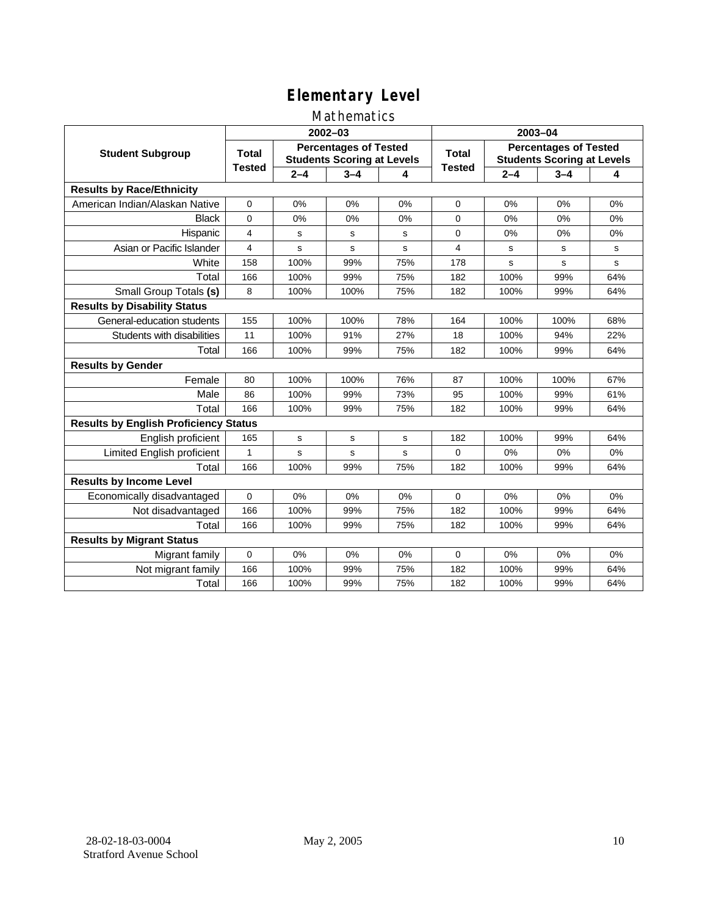# Elementary Level

## Mathematics

| Student Subgroup | 2002–03 | | | | 2003–04 | | | |
|---|---|---|---|---|---|---|---|---|
| | Total Tested | Percentages of Tested Students Scoring at Levels | | | Total Tested | Percentages of Tested Students Scoring at Levels | | |
| | | 2–4 | 3–4 | 4 | | 2–4 | 3–4 | 4 |
| **Results by Race/Ethnicity** | | | | | | | | |
| American Indian/Alaskan Native | 0 | 0% | 0% | 0% | 0 | 0% | 0% | 0% |
| Black | 0 | 0% | 0% | 0% | 0 | 0% | 0% | 0% |
| Hispanic | 4 | s | s | s | 0 | 0% | 0% | 0% |
| Asian or Pacific Islander | 4 | s | s | s | 4 | s | s | s |
| White | 158 | 100% | 99% | 75% | 178 | s | s | s |
| Total | 166 | 100% | 99% | 75% | 182 | 100% | 99% | 64% |
| Small Group Totals **(s)** | 8 | 100% | 100% | 75% | 182 | 100% | 99% | 64% |
| **Results by Disability Status** | | | | | | | | |
| General-education students | 155 | 100% | 100% | 78% | 164 | 100% | 100% | 68% |
| Students with disabilities | 11 | 100% | 91% | 27% | 18 | 100% | 94% | 22% |
| Total | 166 | 100% | 99% | 75% | 182 | 100% | 99% | 64% |
| **Results by Gender** | | | | | | | | |
| Female | 80 | 100% | 100% | 76% | 87 | 100% | 100% | 67% |
| Male | 86 | 100% | 99% | 73% | 95 | 100% | 99% | 61% |
| Total | 166 | 100% | 99% | 75% | 182 | 100% | 99% | 64% |
| **Results by English Proficiency Status** | | | | | | | | |
| English proficient | 165 | s | s | s | 182 | 100% | 99% | 64% |
| Limited English proficient | 1 | s | s | s | 0 | 0% | 0% | 0% |
| Total | 166 | 100% | 99% | 75% | 182 | 100% | 99% | 64% |
| **Results by Income Level** | | | | | | | | |
| Economically disadvantaged | 0 | 0% | 0% | 0% | 0 | 0% | 0% | 0% |
| Not disadvantaged | 166 | 100% | 99% | 75% | 182 | 100% | 99% | 64% |
| Total | 166 | 100% | 99% | 75% | 182 | 100% | 99% | 64% |
| **Results by Migrant Status** | | | | | | | | |
| Migrant family | 0 | 0% | 0% | 0% | 0 | 0% | 0% | 0% |
| Not migrant family | 166 | 100% | 99% | 75% | 182 | 100% | 99% | 64% |
| Total | 166 | 100% | 99% | 75% | 182 | 100% | 99% | 64% |

28-02-18-03-0004
Stratford Avenue School

May 2, 2005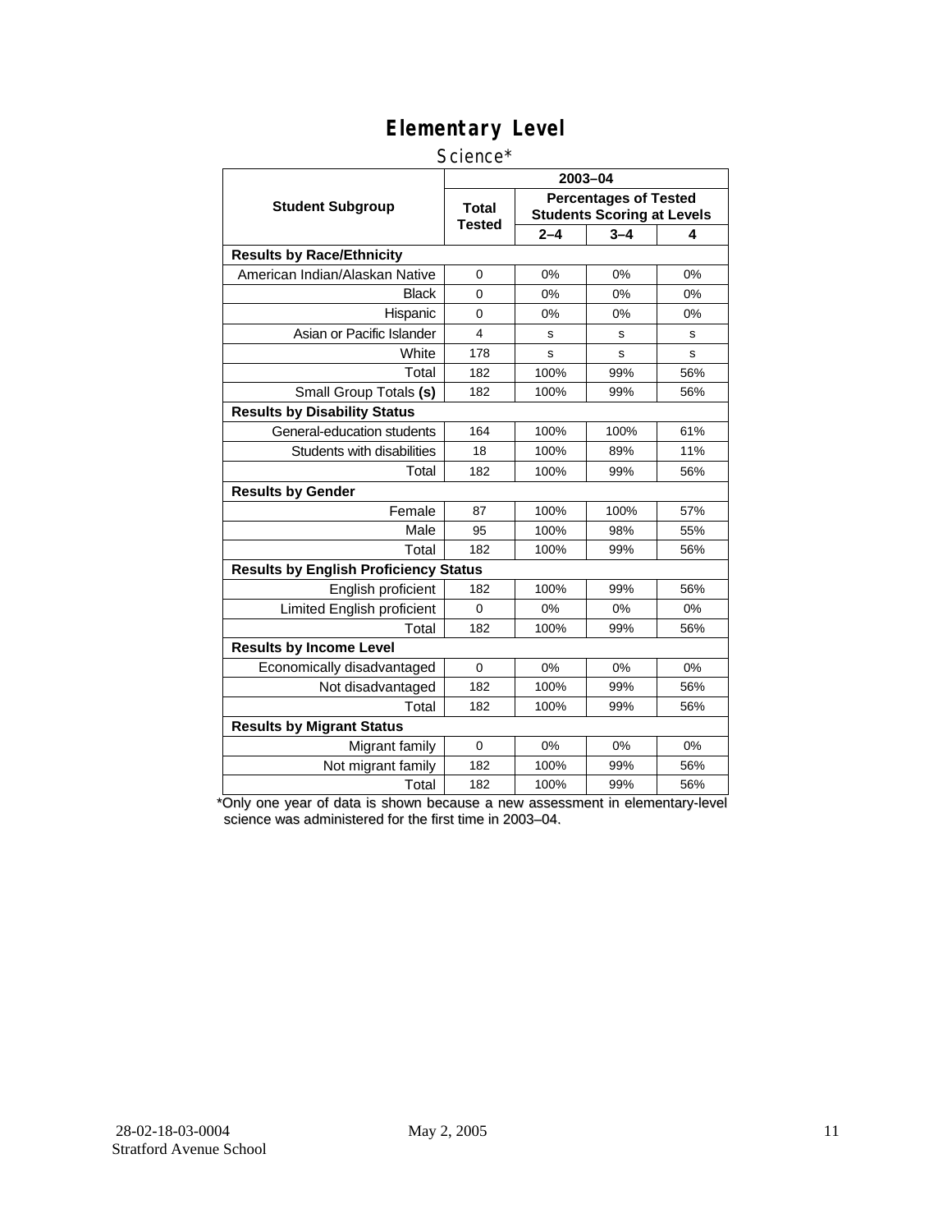# Elementary Level

Science*

| Student Subgroup | 2003–04 | | | |
|---|---|---|---|---|
| | Total Tested | Percentages of Tested Students Scoring at Levels | | |
| | | 2–4 | 3–4 | 4 |
| **Results by Race/Ethnicity** | | | | |
| American Indian/Alaskan Native | 0 | 0% | 0% | 0% |
| Black | 0 | 0% | 0% | 0% |
| Hispanic | 0 | 0% | 0% | 0% |
| Asian or Pacific Islander | 4 | s | s | s |
| White | 178 | s | s | s |
| Total | 182 | 100% | 99% | 56% |
| Small Group Totals **(s)** | 182 | 100% | 99% | 56% |
| **Results by Disability Status** | | | | |
| General-education students | 164 | 100% | 100% | 61% |
| Students with disabilities | 18 | 100% | 89% | 11% |
| Total | 182 | 100% | 99% | 56% |
| **Results by Gender** | | | | |
| Female | 87 | 100% | 100% | 57% |
| Male | 95 | 100% | 98% | 55% |
| Total | 182 | 100% | 99% | 56% |
| **Results by English Proficiency Status** | | | | |
| English proficient | 182 | 100% | 99% | 56% |
| Limited English proficient | 0 | 0% | 0% | 0% |
| Total | 182 | 100% | 99% | 56% |
| **Results by Income Level** | | | | |
| Economically disadvantaged | 0 | 0% | 0% | 0% |
| Not disadvantaged | 182 | 100% | 99% | 56% |
| Total | 182 | 100% | 99% | 56% |
| **Results by Migrant Status** | | | | |
| Migrant family | 0 | 0% | 0% | 0% |
| Not migrant family | 182 | 100% | 99% | 56% |
| Total | 182 | 100% | 99% | 56% |

*Only one year of data is shown because a new assessment in elementary-level science was administered for the first time in 2003–04.

28-02-18-03-0004
Stratford Avenue School

May 2, 2005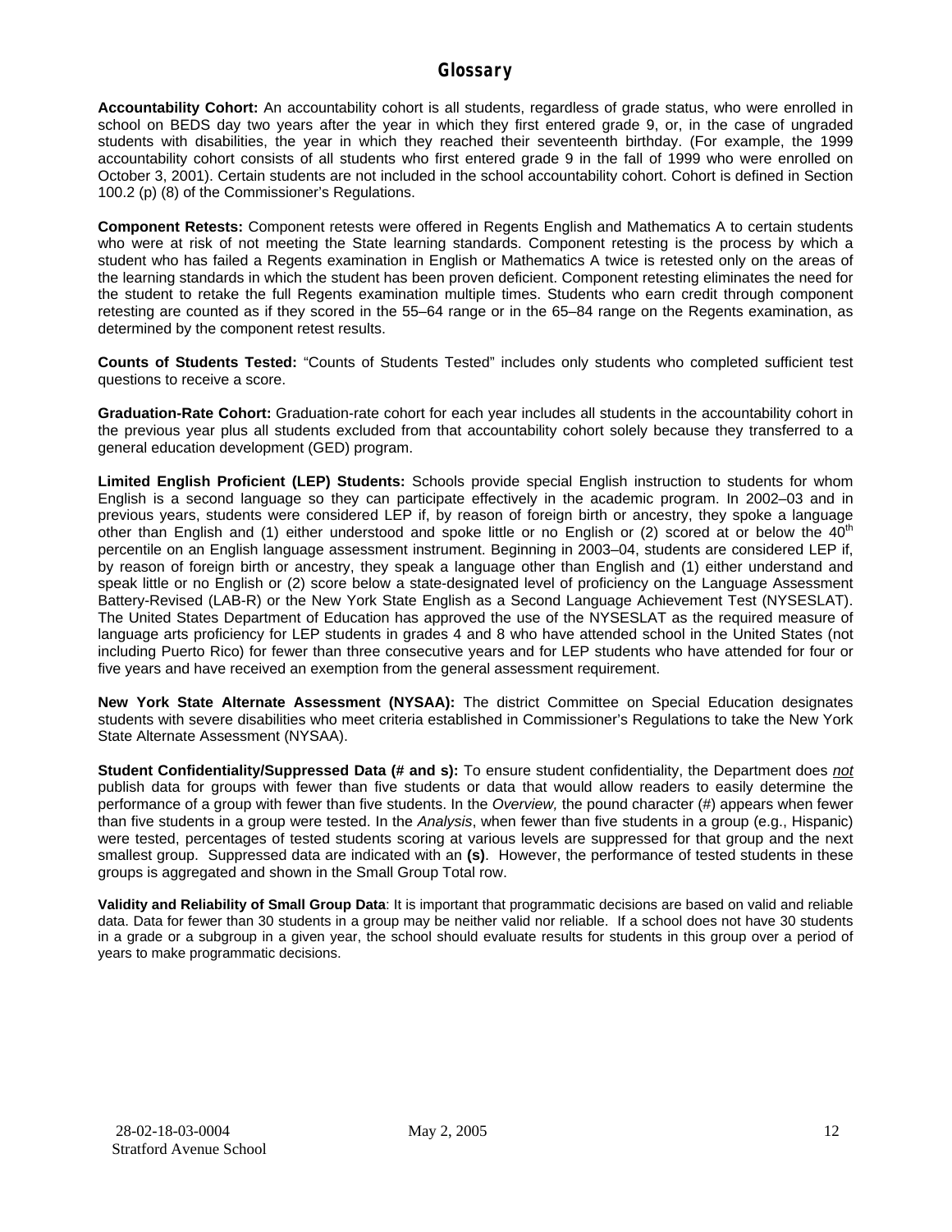# Glossary

**Accountability Cohort:** An accountability cohort is all students, regardless of grade status, who were enrolled in school on BEDS day two years after the year in which they first entered grade 9, or, in the case of ungraded students with disabilities, the year in which they reached their seventeenth birthday. (For example, the 1999 accountability cohort consists of all students who first entered grade 9 in the fall of 1999 who were enrolled on October 3, 2001). Certain students are not included in the school accountability cohort. Cohort is defined in Section 100.2 (p) (8) of the Commissioner's Regulations.

**Component Retests:** Component retests were offered in Regents English and Mathematics A to certain students who were at risk of not meeting the State learning standards. Component retesting is the process by which a student who has failed a Regents examination in English or Mathematics A twice is retested only on the areas of the learning standards in which the student has been proven deficient. Component retesting eliminates the need for the student to retake the full Regents examination multiple times. Students who earn credit through component retesting are counted as if they scored in the 55–64 range or in the 65–84 range on the Regents examination, as determined by the component retest results.

**Counts of Students Tested:** "Counts of Students Tested" includes only students who completed sufficient test questions to receive a score.

**Graduation-Rate Cohort:** Graduation-rate cohort for each year includes all students in the accountability cohort in the previous year plus all students excluded from that accountability cohort solely because they transferred to a general education development (GED) program.

**Limited English Proficient (LEP) Students:** Schools provide special English instruction to students for whom English is a second language so they can participate effectively in the academic program. In 2002–03 and in previous years, students were considered LEP if, by reason of foreign birth or ancestry, they spoke a language other than English and (1) either understood and spoke little or no English or (2) scored at or below the 40th percentile on an English language assessment instrument. Beginning in 2003–04, students are considered LEP if, by reason of foreign birth or ancestry, they speak a language other than English and (1) either understand and speak little or no English or (2) score below a state-designated level of proficiency on the Language Assessment Battery-Revised (LAB-R) or the New York State English as a Second Language Achievement Test (NYSESLAT). The United States Department of Education has approved the use of the NYSESLAT as the required measure of language arts proficiency for LEP students in grades 4 and 8 who have attended school in the United States (not including Puerto Rico) for fewer than three consecutive years and for LEP students who have attended for four or five years and have received an exemption from the general assessment requirement.

**New York State Alternate Assessment (NYSAA):** The district Committee on Special Education designates students with severe disabilities who meet criteria established in Commissioner's Regulations to take the New York State Alternate Assessment (NYSAA).

**Student Confidentiality/Suppressed Data (# and s):** To ensure student confidentiality, the Department does *not* publish data for groups with fewer than five students or data that would allow readers to easily determine the performance of a group with fewer than five students. In the *Overview,* the pound character (#) appears when fewer than five students in a group were tested. In the *Analysis*, when fewer than five students in a group (e.g., Hispanic) were tested, percentages of tested students scoring at various levels are suppressed for that group and the next smallest group. Suppressed data are indicated with an **(s)**. However, the performance of tested students in these groups is aggregated and shown in the Small Group Total row.

**Validity and Reliability of Small Group Data**: It is important that programmatic decisions are based on valid and reliable data. Data for fewer than 30 students in a group may be neither valid nor reliable. If a school does not have 30 students in a grade or a subgroup in a given year, the school should evaluate results for students in this group over a period of years to make programmatic decisions.